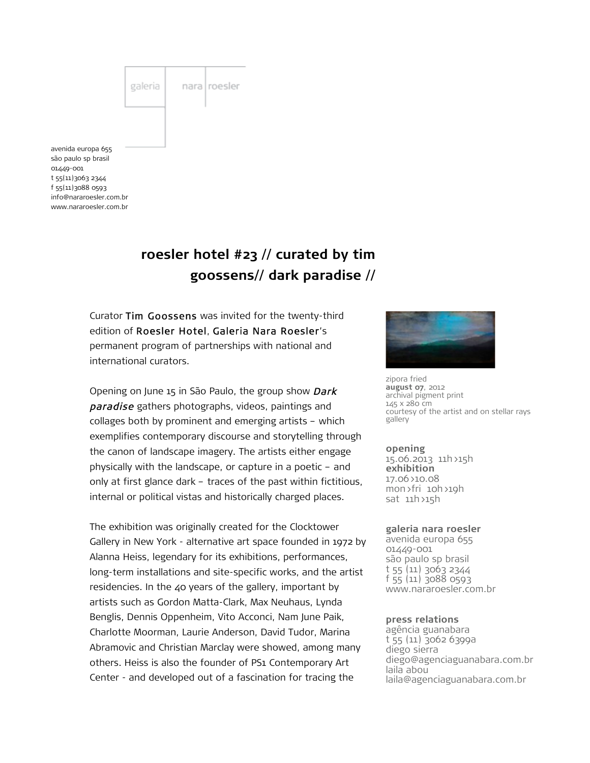galeria nara roesler

avenida europa 655
são paulo sp brasil
01449-001
t 55(11)3063 2344
f 55(11)3088 0593
info@nararoesler.com.br
www.nararoesler.com.br

# roesler hotel #23 // curated by tim goossens// dark paradise //

Curator Tim Goossens was invited for the twenty-third edition of Roesler Hotel, Galeria Nara Roesler's permanent program of partnerships with national and international curators.

Opening on June 15 in São Paulo, the group show *Dark paradise* gathers photographs, videos, paintings and collages both by prominent and emerging artists – which exemplifies contemporary discourse and storytelling through the canon of landscape imagery. The artists either engage physically with the landscape, or capture in a poetic – and only at first glance dark – traces of the past within fictitious, internal or political vistas and historically charged places.

The exhibition was originally created for the Clocktower Gallery in New York - alternative art space founded in 1972 by Alanna Heiss, legendary for its exhibitions, performances, long-term installations and site-specific works, and the artist residencies. In the 40 years of the gallery, important by artists such as Gordon Matta-Clark, Max Neuhaus, Lynda Benglis, Dennis Oppenheim, Vito Acconci, Nam June Paik, Charlotte Moorman, Laurie Anderson, David Tudor, Marina Abramovic and Christian Marclay were showed, among many others. Heiss is also the founder of PS1 Contemporary Art Center - and developed out of a fascination for tracing the

zipora fried
**august 07**, 2012
archival pigment print
145 x 280 cm
courtesy of the artist and on stellar rays gallery

**opening**
15.06.2013 11h >15h
**exhibition**
17.06 >10.08
mon >fri 10h >19h
sat 11h >15h

**galeria nara roesler**
avenida europa 655
01449-001
são paulo sp brasil
t 55 (11) 3063 2344
f 55 (11) 3088 0593
www.nararoesler.com.br

**press relations**
agência guanabara
t 55 (11) 3062 6399a
diego sierra
diego@agenciaguanabara.com.br
laila abou
laila@agenciaguanabara.com.br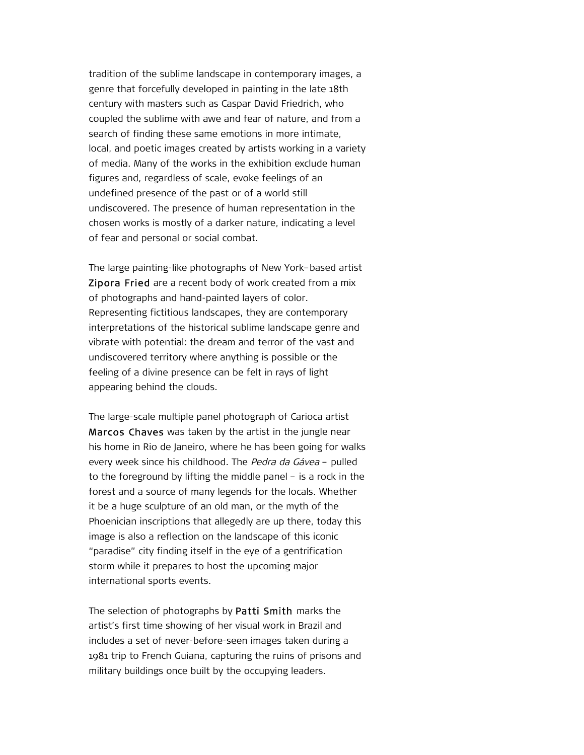tradition of the sublime landscape in contemporary images, a genre that forcefully developed in painting in the late 18th century with masters such as Caspar David Friedrich, who coupled the sublime with awe and fear of nature, and from a search of finding these same emotions in more intimate, local, and poetic images created by artists working in a variety of media. Many of the works in the exhibition exclude human figures and, regardless of scale, evoke feelings of an undefined presence of the past or of a world still undiscovered. The presence of human representation in the chosen works is mostly of a darker nature, indicating a level of fear and personal or social combat.

The large painting-like photographs of New York–based artist **Zipora Fried** are a recent body of work created from a mix of photographs and hand-painted layers of color. Representing fictitious landscapes, they are contemporary interpretations of the historical sublime landscape genre and vibrate with potential: the dream and terror of the vast and undiscovered territory where anything is possible or the feeling of a divine presence can be felt in rays of light appearing behind the clouds.

The large-scale multiple panel photograph of Carioca artist **Marcos Chaves** was taken by the artist in the jungle near his home in Rio de Janeiro, where he has been going for walks every week since his childhood. The *Pedra da Gávea* – pulled to the foreground by lifting the middle panel – is a rock in the forest and a source of many legends for the locals. Whether it be a huge sculpture of an old man, or the myth of the Phoenician inscriptions that allegedly are up there, today this image is also a reflection on the landscape of this iconic "paradise" city finding itself in the eye of a gentrification storm while it prepares to host the upcoming major international sports events.

The selection of photographs by **Patti Smith** marks the artist's first time showing of her visual work in Brazil and includes a set of never-before-seen images taken during a 1981 trip to French Guiana, capturing the ruins of prisons and military buildings once built by the occupying leaders.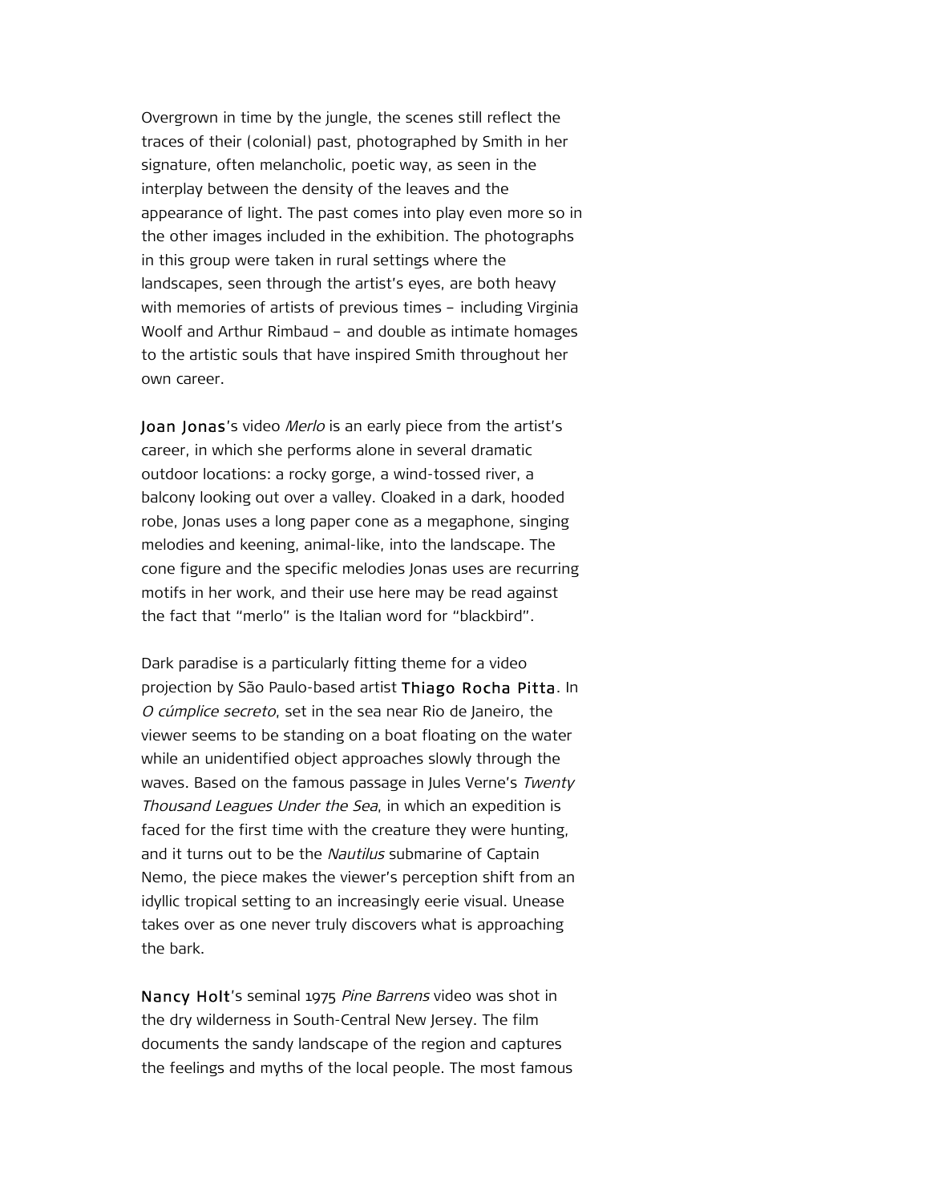Overgrown in time by the jungle, the scenes still reflect the traces of their (colonial) past, photographed by Smith in her signature, often melancholic, poetic way, as seen in the interplay between the density of the leaves and the appearance of light. The past comes into play even more so in the other images included in the exhibition. The photographs in this group were taken in rural settings where the landscapes, seen through the artist's eyes, are both heavy with memories of artists of previous times – including Virginia Woolf and Arthur Rimbaud – and double as intimate homages to the artistic souls that have inspired Smith throughout her own career.

Joan Jonas's video *Merlo* is an early piece from the artist's career, in which she performs alone in several dramatic outdoor locations: a rocky gorge, a wind-tossed river, a balcony looking out over a valley. Cloaked in a dark, hooded robe, Jonas uses a long paper cone as a megaphone, singing melodies and keening, animal-like, into the landscape. The cone figure and the specific melodies Jonas uses are recurring motifs in her work, and their use here may be read against the fact that "merlo" is the Italian word for "blackbird".

Dark paradise is a particularly fitting theme for a video projection by São Paulo-based artist Thiago Rocha Pitta. In *O cúmplice secreto*, set in the sea near Rio de Janeiro, the viewer seems to be standing on a boat floating on the water while an unidentified object approaches slowly through the waves. Based on the famous passage in Jules Verne's *Twenty Thousand Leagues Under the Sea*, in which an expedition is faced for the first time with the creature they were hunting, and it turns out to be the *Nautilus* submarine of Captain Nemo, the piece makes the viewer's perception shift from an idyllic tropical setting to an increasingly eerie visual. Unease takes over as one never truly discovers what is approaching the bark.

Nancy Holt's seminal 1975 *Pine Barrens* video was shot in the dry wilderness in South-Central New Jersey. The film documents the sandy landscape of the region and captures the feelings and myths of the local people. The most famous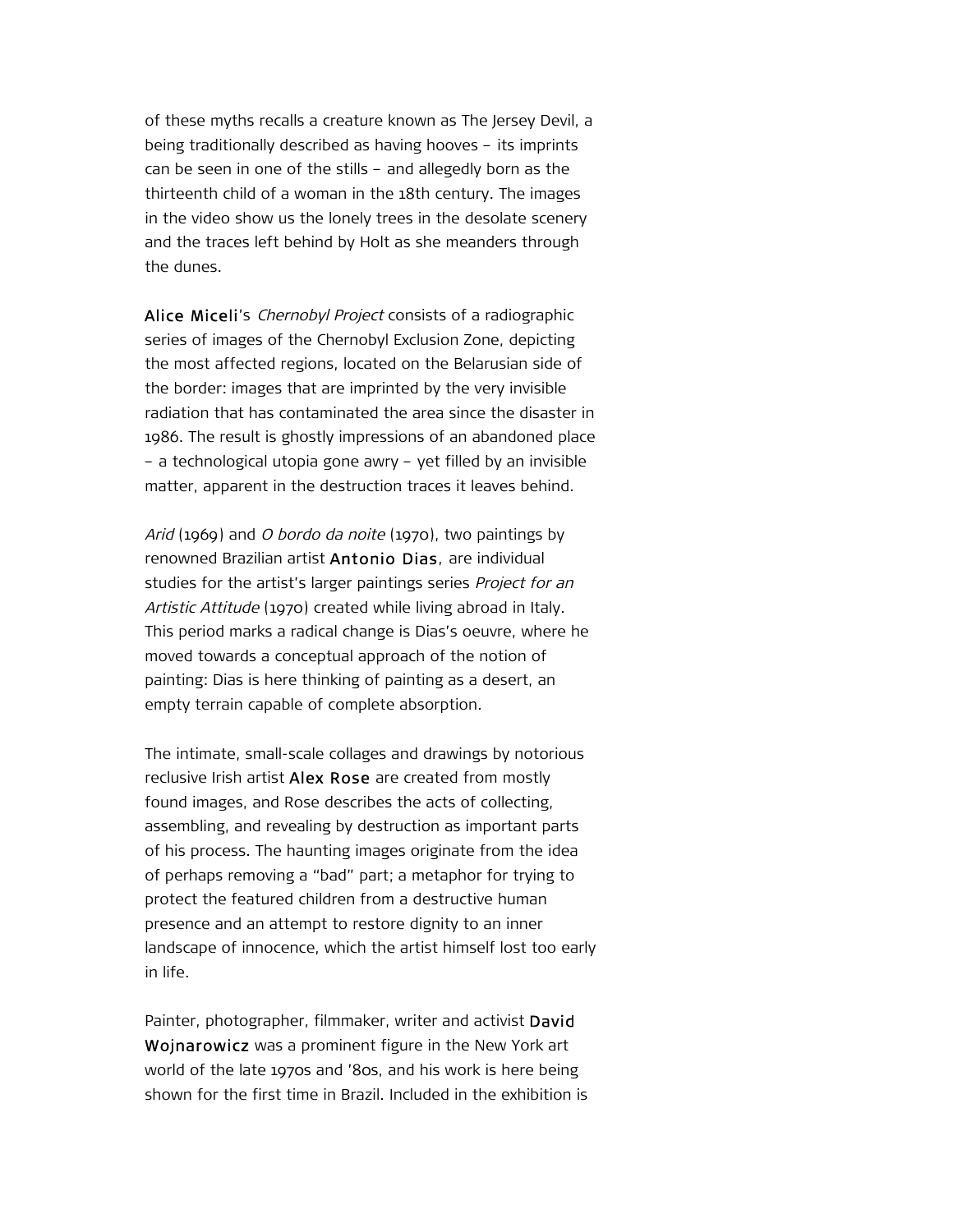of these myths recalls a creature known as The Jersey Devil, a being traditionally described as having hooves – its imprints can be seen in one of the stills – and allegedly born as the thirteenth child of a woman in the 18th century. The images in the video show us the lonely trees in the desolate scenery and the traces left behind by Holt as she meanders through the dunes.

**Alice Miceli**'s *Chernobyl Project* consists of a radiographic series of images of the Chernobyl Exclusion Zone, depicting the most affected regions, located on the Belarusian side of the border: images that are imprinted by the very invisible radiation that has contaminated the area since the disaster in 1986. The result is ghostly impressions of an abandoned place – a technological utopia gone awry – yet filled by an invisible matter, apparent in the destruction traces it leaves behind.

*Arid* (1969) and *O bordo da noite* (1970), two paintings by renowned Brazilian artist **Antonio Dias**, are individual studies for the artist's larger paintings series *Project for an Artistic Attitude* (1970) created while living abroad in Italy. This period marks a radical change is Dias's oeuvre, where he moved towards a conceptual approach of the notion of painting: Dias is here thinking of painting as a desert, an empty terrain capable of complete absorption.

The intimate, small-scale collages and drawings by notorious reclusive Irish artist **Alex Rose** are created from mostly found images, and Rose describes the acts of collecting, assembling, and revealing by destruction as important parts of his process. The haunting images originate from the idea of perhaps removing a "bad" part; a metaphor for trying to protect the featured children from a destructive human presence and an attempt to restore dignity to an inner landscape of innocence, which the artist himself lost too early in life.

Painter, photographer, filmmaker, writer and activist **David Wojnarowicz** was a prominent figure in the New York art world of the late 1970s and '80s, and his work is here being shown for the first time in Brazil. Included in the exhibition is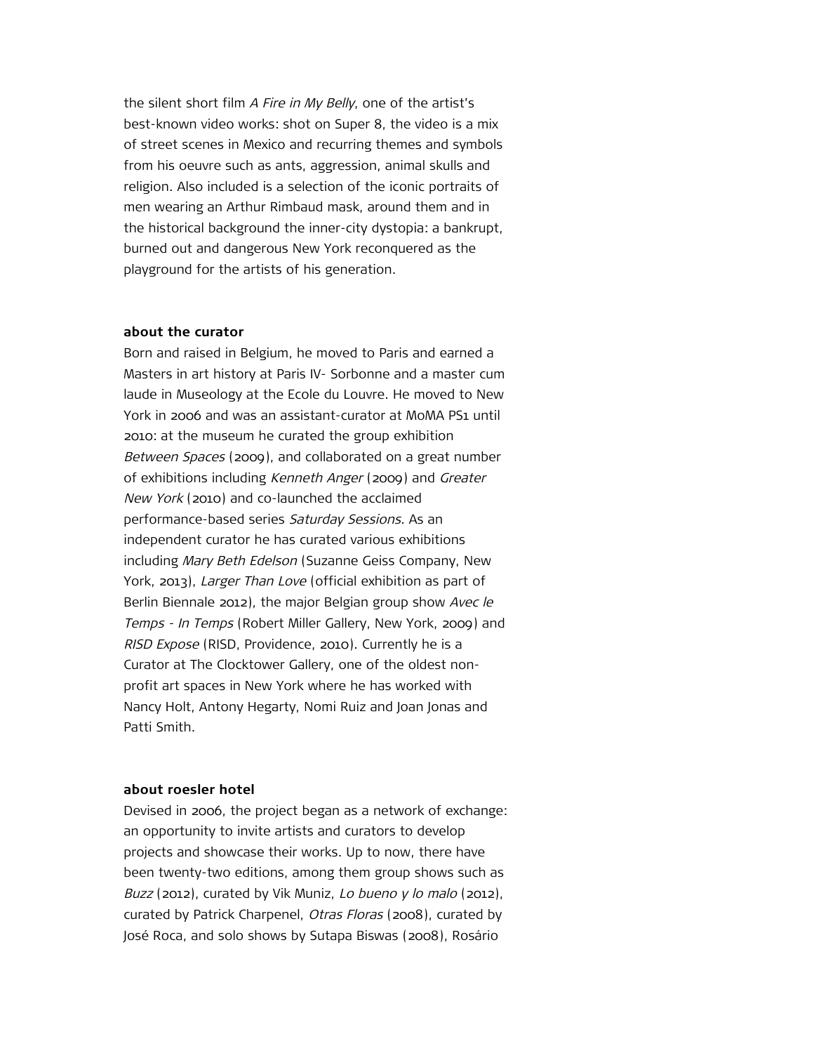the silent short film *A Fire in My Belly*, one of the artist's best-known video works: shot on Super 8, the video is a mix of street scenes in Mexico and recurring themes and symbols from his oeuvre such as ants, aggression, animal skulls and religion. Also included is a selection of the iconic portraits of men wearing an Arthur Rimbaud mask, around them and in the historical background the inner-city dystopia: a bankrupt, burned out and dangerous New York reconquered as the playground for the artists of his generation.

**about the curator**

Born and raised in Belgium, he moved to Paris and earned a Masters in art history at Paris IV- Sorbonne and a master cum laude in Museology at the Ecole du Louvre. He moved to New York in 2006 and was an assistant-curator at MoMA PS1 until 2010: at the museum he curated the group exhibition *Between Spaces* (2009), and collaborated on a great number of exhibitions including *Kenneth Anger* (2009) and *Greater New York* (2010) and co-launched the acclaimed performance-based series *Saturday Sessions.* As an independent curator he has curated various exhibitions including *Mary Beth Edelson* (Suzanne Geiss Company, New York, 2013), *Larger Than Love* (official exhibition as part of Berlin Biennale 2012), the major Belgian group show *Avec le Temps - In Temps* (Robert Miller Gallery, New York, 2009) and *RISD Expose* (RISD, Providence, 2010). Currently he is a Curator at The Clocktower Gallery, one of the oldest non-profit art spaces in New York where he has worked with Nancy Holt, Antony Hegarty, Nomi Ruiz and Joan Jonas and Patti Smith.

**about roesler hotel**

Devised in 2006, the project began as a network of exchange: an opportunity to invite artists and curators to develop projects and showcase their works. Up to now, there have been twenty-two editions, among them group shows such as *Buzz* (2012), curated by Vik Muniz, *Lo bueno y lo malo* (2012), curated by Patrick Charpenel, *Otras Floras* (2008), curated by José Roca, and solo shows by Sutapa Biswas (2008), Rosário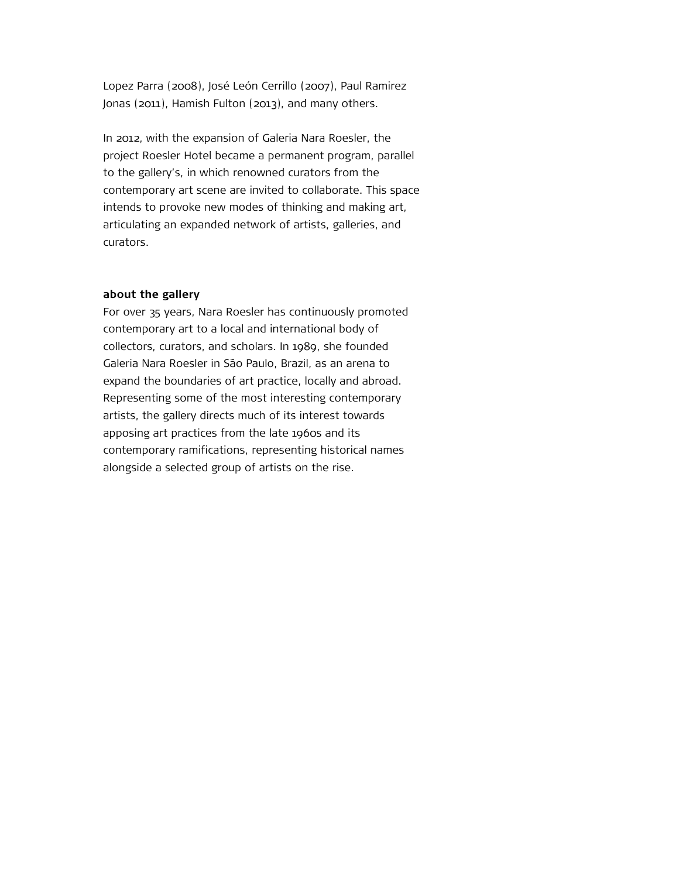Lopez Parra (2008), José León Cerrillo (2007), Paul Ramirez Jonas (2011), Hamish Fulton (2013), and many others.

In 2012, with the expansion of Galeria Nara Roesler, the project Roesler Hotel became a permanent program, parallel to the gallery's, in which renowned curators from the contemporary art scene are invited to collaborate. This space intends to provoke new modes of thinking and making art, articulating an expanded network of artists, galleries, and curators.

**about the gallery**

For over 35 years, Nara Roesler has continuously promoted contemporary art to a local and international body of collectors, curators, and scholars. In 1989, she founded Galeria Nara Roesler in São Paulo, Brazil, as an arena to expand the boundaries of art practice, locally and abroad. Representing some of the most interesting contemporary artists, the gallery directs much of its interest towards apposing art practices from the late 1960s and its contemporary ramifications, representing historical names alongside a selected group of artists on the rise.